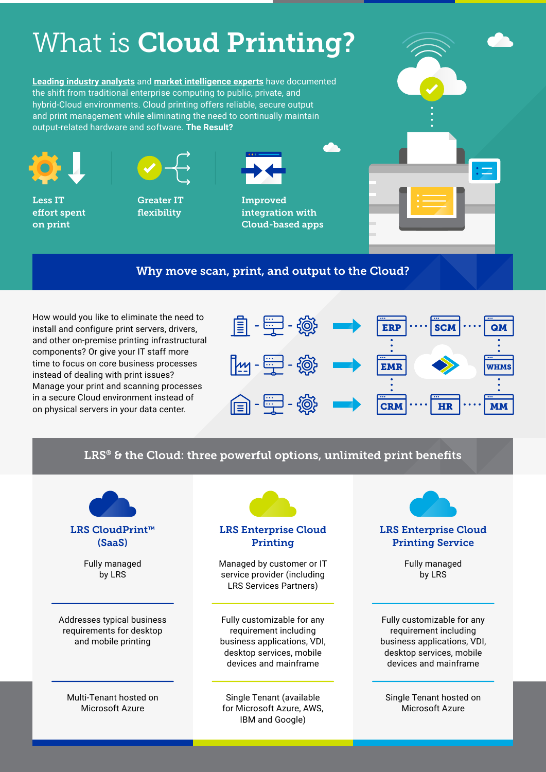# What is **Cloud Printing?**

**Leading industry analysts** and **market intelligence experts** have documented the shift from traditional enterprise computing to public, private, and hybrid-Cloud environments. Cloud printing offers reliable, secure output and print management while eliminating the need to continually maintain output-related hardware and software. **The Result?**

- Less IT effort spent on print
- Greater IT flexibility
- Improved integration with Cloud-based apps

## Why move scan, print, and output to the Cloud?

How would you like to eliminate the need to install and configure print servers, drivers, and other on-premise printing infrastructural components? Or give your IT staff more time to focus on core business processes instead of dealing with print issues? Manage your print and scanning processes in a secure Cloud environment instead of on physical servers in your data center.

ERP · SCM · QM · EMR · WHMS · CRM · HR · MM

## LRS® & the Cloud: three powerful options, unlimited print benefits

| LRS CloudPrint™ (SaaS) | LRS Enterprise Cloud Printing | LRS Enterprise Cloud Printing Service |
|---|---|---|
| Fully managed by LRS | Managed by customer or IT service provider (including LRS Services Partners) | Fully managed by LRS |
| Addresses typical business requirements for desktop and mobile printing | Fully customizable for any requirement including business applications, VDI, desktop services, mobile devices and mainframe | Fully customizable for any requirement including business applications, VDI, desktop services, mobile devices and mainframe |
| Multi-Tenant hosted on Microsoft Azure | Single Tenant (available for Microsoft Azure, AWS, IBM and Google) | Single Tenant hosted on Microsoft Azure |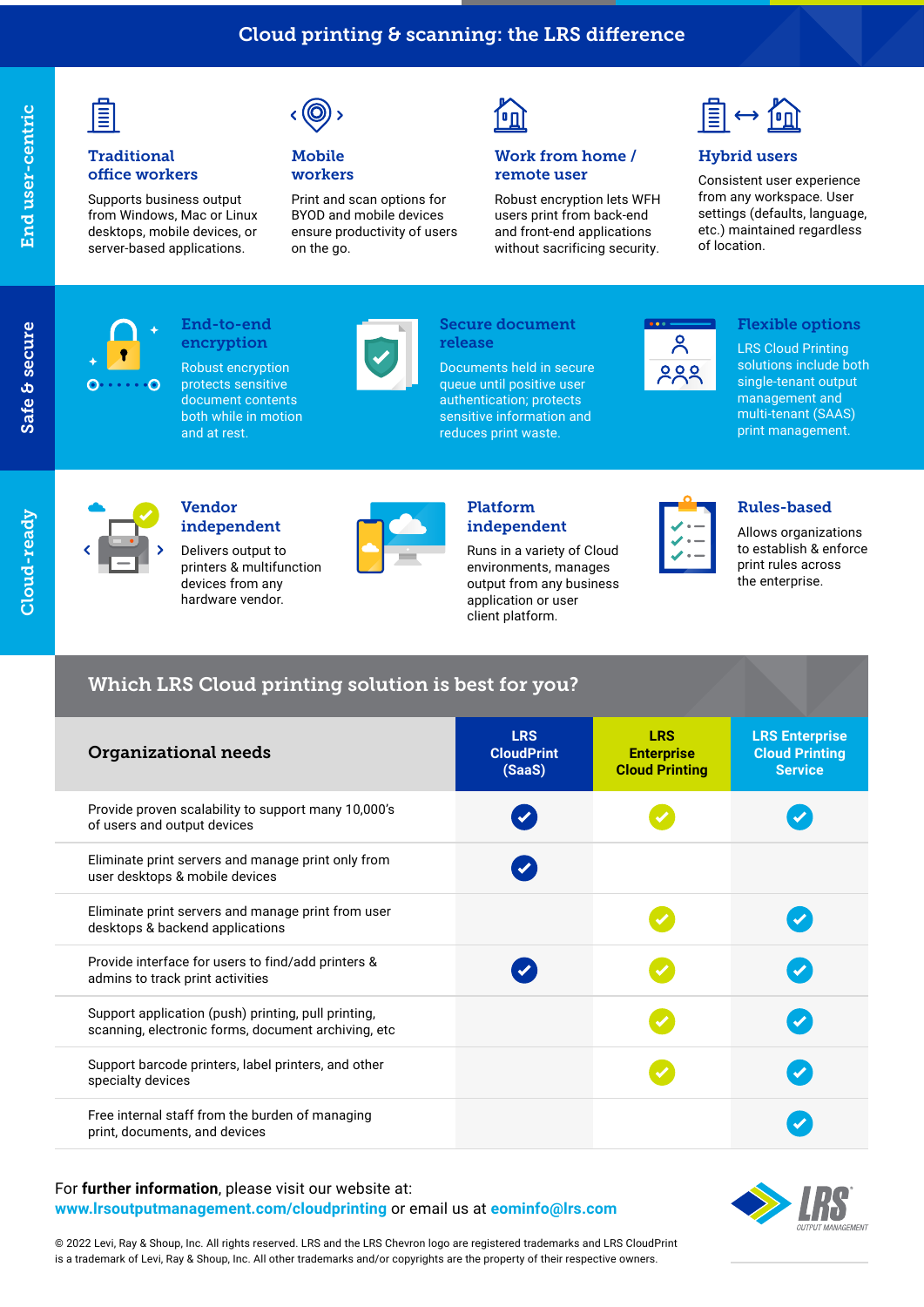# Cloud printing & scanning: the LRS difference

## End user-centric

### Traditional office workers

Supports business output from Windows, Mac or Linux desktops, mobile devices, or server-based applications.

### Mobile workers

Print and scan options for BYOD and mobile devices ensure productivity of users on the go.

### Work from home / remote user

Robust encryption lets WFH users print from back-end and front-end applications without sacrificing security.

### Hybrid users

Consistent user experience from any workspace. User settings (defaults, language, etc.) maintained regardless of location.

## Safe & secure

### End-to-end encryption

Robust encryption protects sensitive document contents both while in motion and at rest.

### Secure document release

Documents held in secure queue until positive user authentication; protects sensitive information and reduces print waste.

### Flexible options

LRS Cloud Printing solutions include both single-tenant output management and multi-tenant (SAAS) print management.

## Cloud-ready

### Vendor independent

Delivers output to printers & multifunction devices from any hardware vendor.

### Platform independent

Runs in a variety of Cloud environments, manages output from any business application or user client platform.

### Rules-based

Allows organizations to establish & enforce print rules across the enterprise.

## Which LRS Cloud printing solution is best for you?

| Organizational needs | LRS CloudPrint (SaaS) | LRS Enterprise Cloud Printing | LRS Enterprise Cloud Printing Service |
|---|---|---|---|
| Provide proven scalability to support many 10,000's of users and output devices | ✓ | ✓ | ✓ |
| Eliminate print servers and manage print only from user desktops & mobile devices | ✓ | | |
| Eliminate print servers and manage print from user desktops & backend applications | | ✓ | ✓ |
| Provide interface for users to find/add printers & admins to track print activities | ✓ | ✓ | ✓ |
| Support application (push) printing, pull printing, scanning, electronic forms, document archiving, etc | | ✓ | ✓ |
| Support barcode printers, label printers, and other specialty devices | | ✓ | ✓ |
| Free internal staff from the burden of managing print, documents, and devices | | | ✓ |

For **further information**, please visit our website at: **www.lrsoutputmanagement.com/cloudprinting** or email us at **eominfo@lrs.com**

LRS OUTPUT MANAGEMENT

© 2022 Levi, Ray & Shoup, Inc. All rights reserved. LRS and the LRS Chevron logo are registered trademarks and LRS CloudPrint is a trademark of Levi, Ray & Shoup, Inc. All other trademarks and/or copyrights are the property of their respective owners.